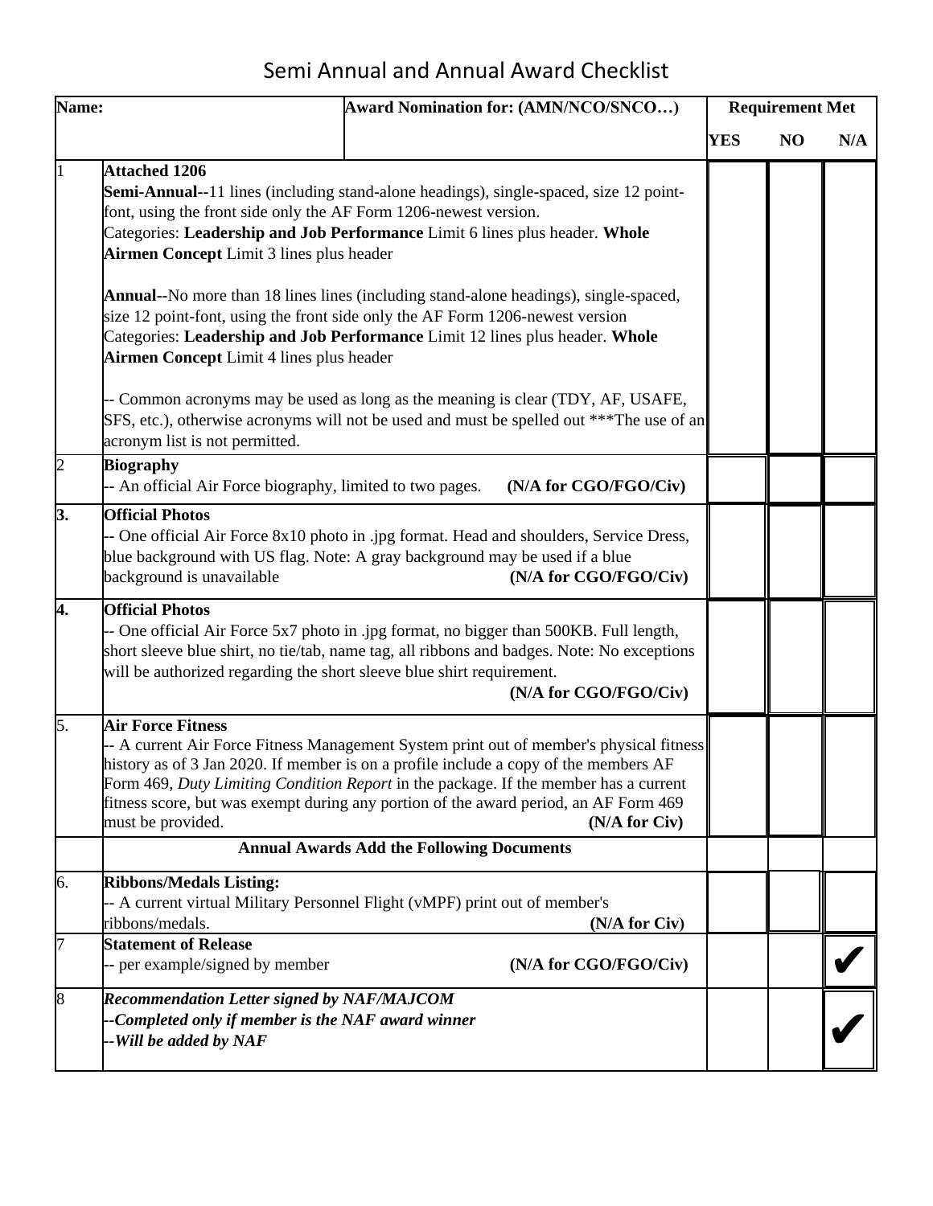# Semi Annual and Annual Award Checklist

| Name: | | Award Nomination for: (AMN/NCO/SNCO…) | Requirement Met | | |
|---|---|---|---|---|---|
| | | | **YES** | **NO** | **N/A** |
| 1 | **Attached 1206**<br>**Semi-Annual--**11 lines (including stand-alone headings), single-spaced, size 12 point-font, using the front side only the AF Form 1206-newest version.<br>Categories: **Leadership and Job Performance** Limit 6 lines plus header. **Whole Airmen Concept** Limit 3 lines plus header<br><br>**Annual--**No more than 18 lines lines (including stand-alone headings), single-spaced, size 12 point-font, using the front side only the AF Form 1206-newest version<br>Categories: **Leadership and Job Performance** Limit 12 lines plus header. **Whole Airmen Concept** Limit 4 lines plus header<br><br>-- Common acronyms may be used as long as the meaning is clear (TDY, AF, USAFE, SFS, etc.), otherwise acronyms will not be used and must be spelled out ***The use of an acronym list is not permitted. | | | | |
| 2 | **Biography**<br>-- An official Air Force biography, limited to two pages. **(N/A for CGO/FGO/Civ)** | | | | |
| **3.** | **Official Photos**<br>-- One official Air Force 8x10 photo in .jpg format. Head and shoulders, Service Dress, blue background with US flag. Note: A gray background may be used if a blue background is unavailable **(N/A for CGO/FGO/Civ)** | | | | |
| **4.** | **Official Photos**<br>-- One official Air Force 5x7 photo in .jpg format, no bigger than 500KB. Full length, short sleeve blue shirt, no tie/tab, name tag, all ribbons and badges. Note: No exceptions will be authorized regarding the short sleeve blue shirt requirement. **(N/A for CGO/FGO/Civ)** | | | | |
| 5. | **Air Force Fitness**<br>-- A current Air Force Fitness Management System print out of member's physical fitness history as of 3 Jan 2020. If member is on a profile include a copy of the members AF Form 469, *Duty Limiting Condition Report* in the package. If the member has a current fitness score, but was exempt during any portion of the award period, an AF Form 469 must be provided. **(N/A for Civ)** | | | | |
| | **Annual Awards Add the Following Documents** | | | | |
| 6. | **Ribbons/Medals Listing:**<br>-- A current virtual Military Personnel Flight (vMPF) print out of member's ribbons/medals. **(N/A for Civ)** | | | | |
| 7 | **Statement of Release**<br>-- per example/signed by member **(N/A for CGO/FGO/Civ)** | | | | ✔ |
| 8 | ***Recommendation Letter signed by NAF/MAJCOM***<br>***--Completed only if member is the NAF award winner***<br>***--Will be added by NAF*** | | | | ✔ |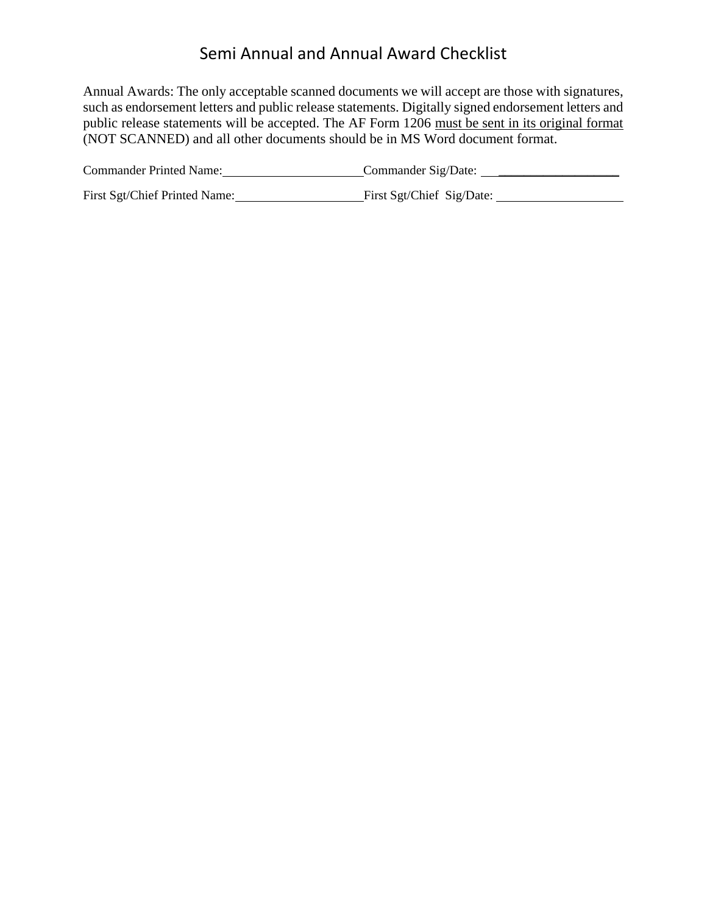# Semi Annual and Annual Award Checklist

Annual Awards: The only acceptable scanned documents we will accept are those with signatures, such as endorsement letters and public release statements. Digitally signed endorsement letters and public release statements will be accepted. The AF Form 1206 <u>must be sent in its original format</u> (NOT SCANNED) and all other documents should be in MS Word document format.

Commander Printed Name:______________________ Commander Sig/Date: ______________________

First Sgt/Chief Printed Name:____________________ First Sgt/Chief Sig/Date: ____________________